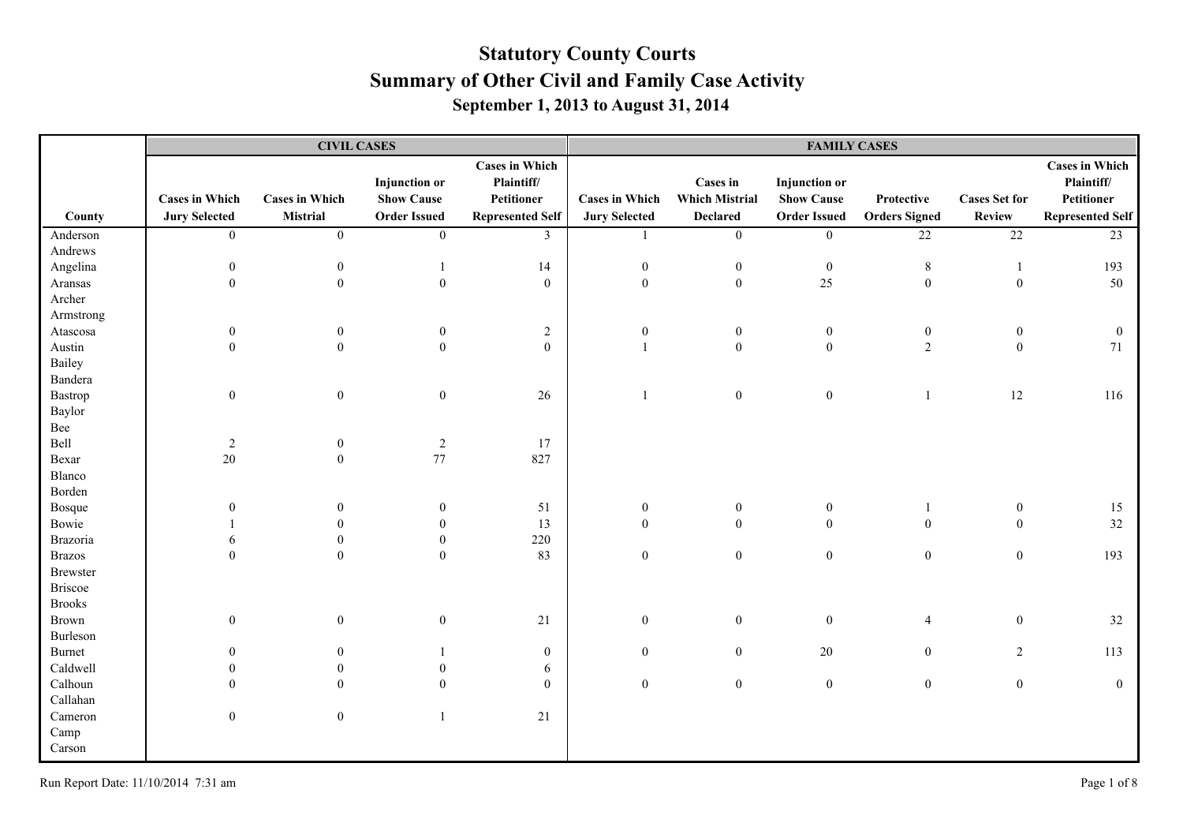# Statutory County Courts

## Summary of Other Civil and Family Case Activity

### September 1, 2013 to August 31, 2014

| County | CIVIL CASES | | | | FAMILY CASES | | | | | |
|---|---|---|---|---|---|---|---|---|---|---|
| | Cases in Which Jury Selected | Cases in Which Mistrial | Injunction or Show Cause Order Issued | Cases in Which Plaintiff/ Petitioner Represented Self | Cases in Which Jury Selected | Cases in Which Mistrial Declared | Injunction or Show Cause Order Issued | Protective Orders Signed | Cases Set for Review | Cases in Which Plaintiff/ Petitioner Represented Self |
| Anderson | 0 | 0 | 0 | 3 | 1 | 0 | 0 | 22 | 22 | 23 |
| Andrews | | | | | | | | | | |
| Angelina | 0 | 0 | 1 | 14 | 0 | 0 | 0 | 8 | 1 | 193 |
| Aransas | 0 | 0 | 0 | 0 | 0 | 0 | 25 | 0 | 0 | 50 |
| Archer | | | | | | | | | | |
| Armstrong | | | | | | | | | | |
| Atascosa | 0 | 0 | 0 | 2 | 0 | 0 | 0 | 0 | 0 | 0 |
| Austin | 0 | 0 | 0 | 0 | 1 | 0 | 0 | 2 | 0 | 71 |
| Bailey | | | | | | | | | | |
| Bandera | | | | | | | | | | |
| Bastrop | 0 | 0 | 0 | 26 | 1 | 0 | 0 | 1 | 12 | 116 |
| Baylor | | | | | | | | | | |
| Bee | | | | | | | | | | |
| Bell | 2 | 0 | 2 | 17 | | | | | | |
| Bexar | 20 | 0 | 77 | 827 | | | | | | |
| Blanco | | | | | | | | | | |
| Borden | | | | | | | | | | |
| Bosque | 0 | 0 | 0 | 51 | 0 | 0 | 0 | 1 | 0 | 15 |
| Bowie | 1 | 0 | 0 | 13 | 0 | 0 | 0 | 0 | 0 | 32 |
| Brazoria | 6 | 0 | 0 | 220 | | | | | | |
| Brazos | 0 | 0 | 0 | 83 | 0 | 0 | 0 | 0 | 0 | 193 |
| Brewster | | | | | | | | | | |
| Briscoe | | | | | | | | | | |
| Brooks | | | | | | | | | | |
| Brown | 0 | 0 | 0 | 21 | 0 | 0 | 0 | 4 | 0 | 32 |
| Burleson | | | | | | | | | | |
| Burnet | 0 | 0 | 1 | 0 | 0 | 0 | 20 | 0 | 2 | 113 |
| Caldwell | 0 | 0 | 0 | 6 | | | | | | |
| Calhoun | 0 | 0 | 0 | 0 | 0 | 0 | 0 | 0 | 0 | 0 |
| Callahan | | | | | | | | | | |
| Cameron | 0 | 0 | 1 | 21 | | | | | | |
| Camp | | | | | | | | | | |
| Carson | | | | | | | | | | |

Run Report Date: 11/10/2014 7:31 am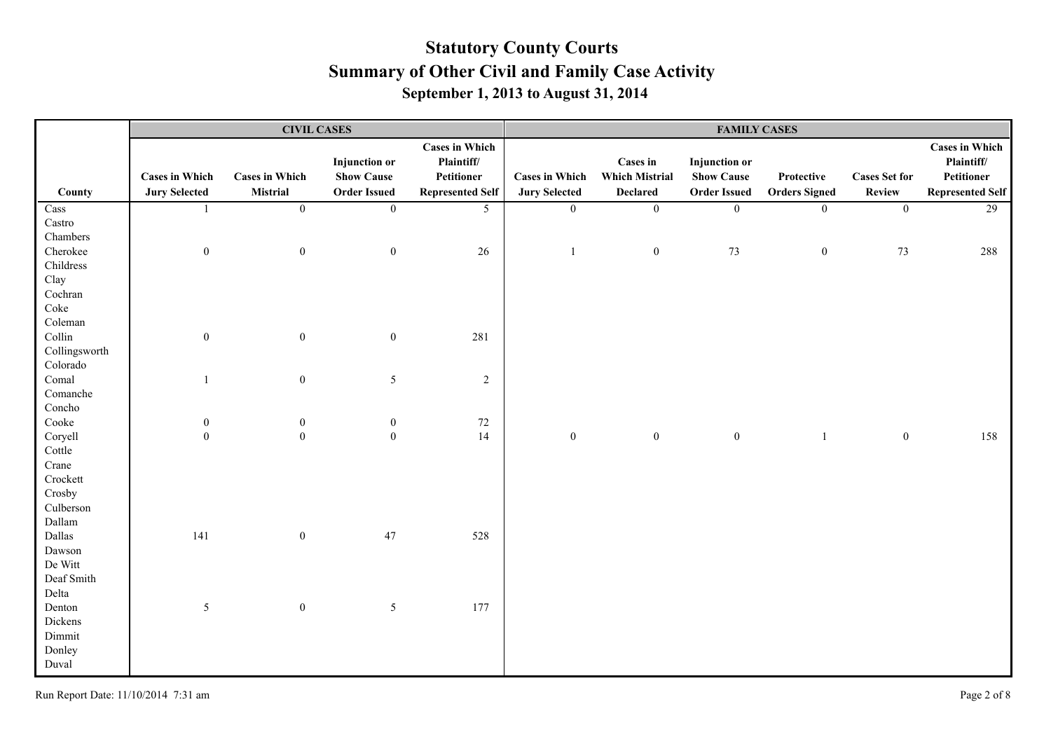# Statutory County Courts
## Summary of Other Civil and Family Case Activity
### September 1, 2013 to August 31, 2014

| | CIVIL CASES | | | | FAMILY CASES | | | | | |
|---|---|---|---|---|---|---|---|---|---|---|
| County | Cases in Which Jury Selected | Cases in Which Mistrial | Injunction or Show Cause Order Issued | Cases in Which Plaintiff/ Petitioner Represented Self | Cases in Which Jury Selected | Cases in Which Mistrial Declared | Injunction or Show Cause Order Issued | Protective Orders Signed | Cases Set for Review | Cases in Which Plaintiff/ Petitioner Represented Self |
| Cass | 1 | 0 | 0 | 5 | 0 | 0 | 0 | 0 | 0 | 29 |
| Castro | | | | | | | | | | |
| Chambers | | | | | | | | | | |
| Cherokee | 0 | 0 | 0 | 26 | 1 | 0 | 73 | 0 | 73 | 288 |
| Childress | | | | | | | | | | |
| Clay | | | | | | | | | | |
| Cochran | | | | | | | | | | |
| Coke | | | | | | | | | | |
| Coleman | | | | | | | | | | |
| Collin | 0 | 0 | 0 | 281 | | | | | | |
| Collingsworth | | | | | | | | | | |
| Colorado | | | | | | | | | | |
| Comal | 1 | 0 | 5 | 2 | | | | | | |
| Comanche | | | | | | | | | | |
| Concho | | | | | | | | | | |
| Cooke | 0 | 0 | 0 | 72 | | | | | | |
| Coryell | 0 | 0 | 0 | 14 | 0 | 0 | 0 | 1 | 0 | 158 |
| Cottle | | | | | | | | | | |
| Crane | | | | | | | | | | |
| Crockett | | | | | | | | | | |
| Crosby | | | | | | | | | | |
| Culberson | | | | | | | | | | |
| Dallam | | | | | | | | | | |
| Dallas | 141 | 0 | 47 | 528 | | | | | | |
| Dawson | | | | | | | | | | |
| De Witt | | | | | | | | | | |
| Deaf Smith | | | | | | | | | | |
| Delta | | | | | | | | | | |
| Denton | 5 | 0 | 5 | 177 | | | | | | |
| Dickens | | | | | | | | | | |
| Dimmit | | | | | | | | | | |
| Donley | | | | | | | | | | |
| Duval | | | | | | | | | | |

Run Report Date: 11/10/2014 7:31 am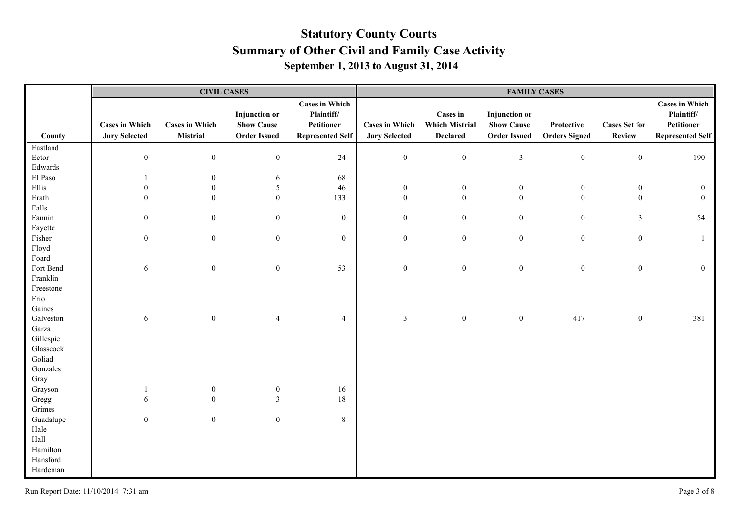# Statutory County Courts
## Summary of Other Civil and Family Case Activity
### September 1, 2013 to August 31, 2014

| | CIVIL CASES | | | | FAMILY CASES | | | | | |
|---|---|---|---|---|---|---|---|---|---|---|
| County | Cases in Which Jury Selected | Cases in Which Mistrial | Injunction or Show Cause Order Issued | Cases in Which Plaintiff/ Petitioner Represented Self | Cases in Which Jury Selected | Cases in Which Mistrial Declared | Injunction or Show Cause Order Issued | Protective Orders Signed | Cases Set for Review | Cases in Which Plaintiff/ Petitioner Represented Self |
| Eastland | | | | | | | | | | |
| Ector | 0 | 0 | 0 | 24 | 0 | 0 | 3 | 0 | 0 | 190 |
| Edwards | | | | | | | | | | |
| El Paso | 1 | 0 | 6 | 68 | | | | | | |
| Ellis | 0 | 0 | 5 | 46 | 0 | 0 | 0 | 0 | 0 | 0 |
| Erath | 0 | 0 | 0 | 133 | 0 | 0 | 0 | 0 | 0 | 0 |
| Falls | | | | | | | | | | |
| Fannin | 0 | 0 | 0 | 0 | 0 | 0 | 0 | 0 | 3 | 54 |
| Fayette | | | | | | | | | | |
| Fisher | 0 | 0 | 0 | 0 | 0 | 0 | 0 | 0 | 0 | 1 |
| Floyd | | | | | | | | | | |
| Foard | | | | | | | | | | |
| Fort Bend | 6 | 0 | 0 | 53 | 0 | 0 | 0 | 0 | 0 | 0 |
| Franklin | | | | | | | | | | |
| Freestone | | | | | | | | | | |
| Frio | | | | | | | | | | |
| Gaines | | | | | | | | | | |
| Galveston | 6 | 0 | 4 | 4 | 3 | 0 | 0 | 417 | 0 | 381 |
| Garza | | | | | | | | | | |
| Gillespie | | | | | | | | | | |
| Glasscock | | | | | | | | | | |
| Goliad | | | | | | | | | | |
| Gonzales | | | | | | | | | | |
| Gray | | | | | | | | | | |
| Grayson | 1 | 0 | 0 | 16 | | | | | | |
| Gregg | 6 | 0 | 3 | 18 | | | | | | |
| Grimes | | | | | | | | | | |
| Guadalupe | 0 | 0 | 0 | 8 | | | | | | |
| Hale | | | | | | | | | | |
| Hall | | | | | | | | | | |
| Hamilton | | | | | | | | | | |
| Hansford | | | | | | | | | | |
| Hardeman | | | | | | | | | | |

Run Report Date: 11/10/2014 7:31 am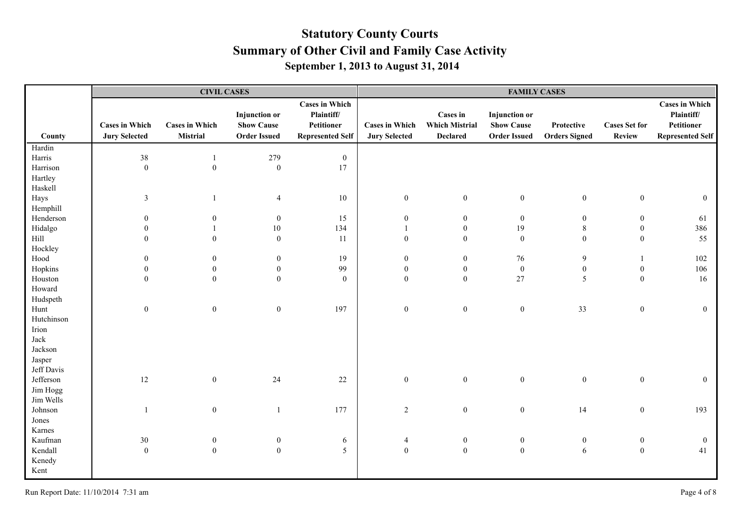# Statutory County Courts

## Summary of Other Civil and Family Case Activity

### September 1, 2013 to August 31, 2014

| | CIVIL CASES | | | | FAMILY CASES | | | | | |
|---|---|---|---|---|---|---|---|---|---|---|
| County | Cases in Which Jury Selected | Cases in Which Mistrial | Injunction or Show Cause Order Issued | Cases in Which Plaintiff/ Petitioner Represented Self | Cases in Which Jury Selected | Cases in Which Mistrial Declared | Injunction or Show Cause Order Issued | Protective Orders Signed | Cases Set for Review | Cases in Which Plaintiff/ Petitioner Represented Self |
| Hardin | | | | | | | | | | |
| Harris | 38 | 1 | 279 | 0 | | | | | | |
| Harrison | 0 | 0 | 0 | 17 | | | | | | |
| Hartley | | | | | | | | | | |
| Haskell | | | | | | | | | | |
| Hays | 3 | 1 | 4 | 10 | 0 | 0 | 0 | 0 | 0 | 0 |
| Hemphill | | | | | | | | | | |
| Henderson | 0 | 0 | 0 | 15 | 0 | 0 | 0 | 0 | 0 | 61 |
| Hidalgo | 0 | 1 | 10 | 134 | 1 | 0 | 19 | 8 | 0 | 386 |
| Hill | 0 | 0 | 0 | 11 | 0 | 0 | 0 | 0 | 0 | 55 |
| Hockley | | | | | | | | | | |
| Hood | 0 | 0 | 0 | 19 | 0 | 0 | 76 | 9 | 1 | 102 |
| Hopkins | 0 | 0 | 0 | 99 | 0 | 0 | 0 | 0 | 0 | 106 |
| Houston | 0 | 0 | 0 | 0 | 0 | 0 | 27 | 5 | 0 | 16 |
| Howard | | | | | | | | | | |
| Hudspeth | | | | | | | | | | |
| Hunt | 0 | 0 | 0 | 197 | 0 | 0 | 0 | 33 | 0 | 0 |
| Hutchinson | | | | | | | | | | |
| Irion | | | | | | | | | | |
| Jack | | | | | | | | | | |
| Jackson | | | | | | | | | | |
| Jasper | | | | | | | | | | |
| Jeff Davis | | | | | | | | | | |
| Jefferson | 12 | 0 | 24 | 22 | 0 | 0 | 0 | 0 | 0 | 0 |
| Jim Hogg | | | | | | | | | | |
| Jim Wells | | | | | | | | | | |
| Johnson | 1 | 0 | 1 | 177 | 2 | 0 | 0 | 14 | 0 | 193 |
| Jones | | | | | | | | | | |
| Karnes | | | | | | | | | | |
| Kaufman | 30 | 0 | 0 | 6 | 4 | 0 | 0 | 0 | 0 | 0 |
| Kendall | 0 | 0 | 0 | 5 | 0 | 0 | 0 | 6 | 0 | 41 |
| Kenedy | | | | | | | | | | |
| Kent | | | | | | | | | | |

Run Report Date: 11/10/2014 7:31 am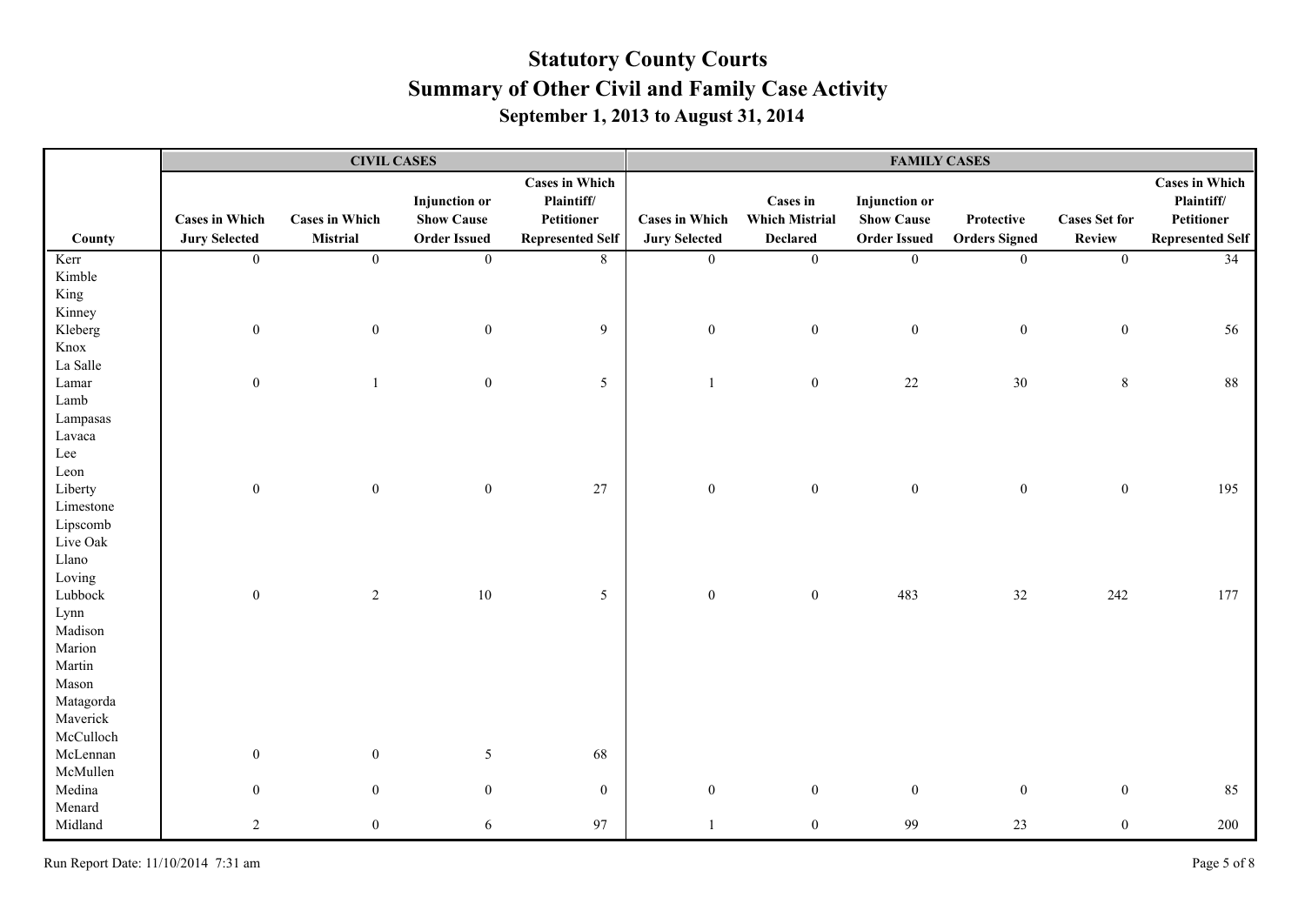# Statutory County Courts
## Summary of Other Civil and Family Case Activity
### September 1, 2013 to August 31, 2014

| | CIVIL CASES | | | | FAMILY CASES | | | | | |
|---|---|---|---|---|---|---|---|---|---|---|
| County | Cases in Which Jury Selected | Cases in Which Mistrial | Injunction or Show Cause Order Issued | Cases in Which Plaintiff/ Petitioner Represented Self | Cases in Which Jury Selected | Cases in Which Mistrial Declared | Injunction or Show Cause Order Issued | Protective Orders Signed | Cases Set for Review | Cases in Which Plaintiff/ Petitioner Represented Self |
| Kerr | 0 | 0 | 0 | 8 | 0 | 0 | 0 | 0 | 0 | 34 |
| Kimble | | | | | | | | | | |
| King | | | | | | | | | | |
| Kinney | | | | | | | | | | |
| Kleberg | 0 | 0 | 0 | 9 | 0 | 0 | 0 | 0 | 0 | 56 |
| Knox | | | | | | | | | | |
| La Salle | | | | | | | | | | |
| Lamar | 0 | 1 | 0 | 5 | 1 | 0 | 22 | 30 | 8 | 88 |
| Lamb | | | | | | | | | | |
| Lampasas | | | | | | | | | | |
| Lavaca | | | | | | | | | | |
| Lee | | | | | | | | | | |
| Leon | | | | | | | | | | |
| Liberty | 0 | 0 | 0 | 27 | 0 | 0 | 0 | 0 | 0 | 195 |
| Limestone | | | | | | | | | | |
| Lipscomb | | | | | | | | | | |
| Live Oak | | | | | | | | | | |
| Llano | | | | | | | | | | |
| Loving | | | | | | | | | | |
| Lubbock | 0 | 2 | 10 | 5 | 0 | 0 | 483 | 32 | 242 | 177 |
| Lynn | | | | | | | | | | |
| Madison | | | | | | | | | | |
| Marion | | | | | | | | | | |
| Martin | | | | | | | | | | |
| Mason | | | | | | | | | | |
| Matagorda | | | | | | | | | | |
| Maverick | | | | | | | | | | |
| McCulloch | | | | | | | | | | |
| McLennan | 0 | 0 | 5 | 68 | | | | | | |
| McMullen | | | | | | | | | | |
| Medina | 0 | 0 | 0 | 0 | 0 | 0 | 0 | 0 | 0 | 85 |
| Menard | | | | | | | | | | |
| Midland | 2 | 0 | 6 | 97 | 1 | 0 | 99 | 23 | 0 | 200 |

Run Report Date: 11/10/2014 7:31 am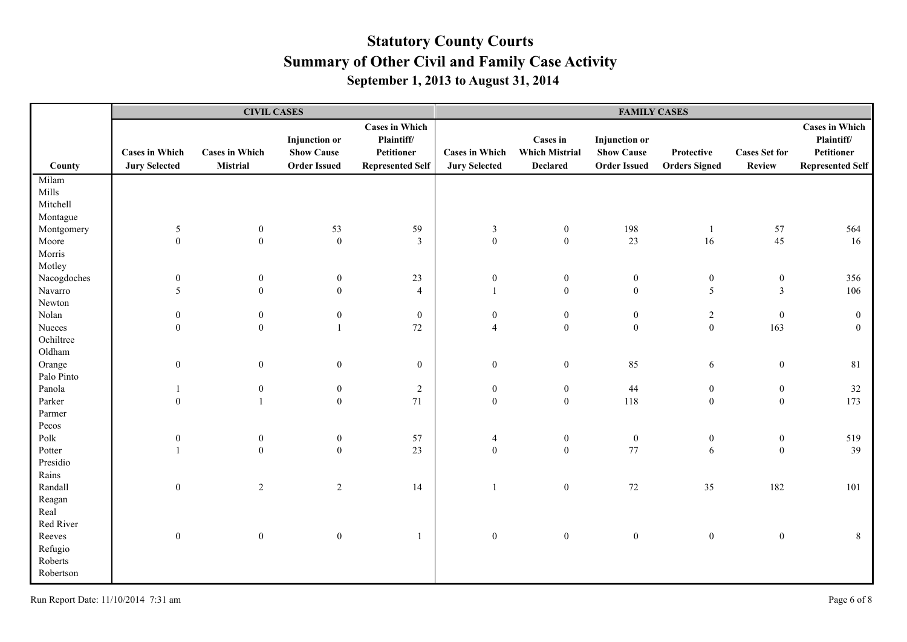# Statutory County Courts

## Summary of Other Civil and Family Case Activity

### September 1, 2013 to August 31, 2014

| | CIVIL CASES | | | | FAMILY CASES | | | | | |
|---|---|---|---|---|---|---|---|---|---|---|
| County | Cases in Which Jury Selected | Cases in Which Mistrial | Injunction or Show Cause Order Issued | Cases in Which Plaintiff/ Petitioner Represented Self | Cases in Which Jury Selected | Cases in Which Mistrial Declared | Injunction or Show Cause Order Issued | Protective Orders Signed | Cases Set for Review | Cases in Which Plaintiff/ Petitioner Represented Self |
| Milam | | | | | | | | | | |
| Mills | | | | | | | | | | |
| Mitchell | | | | | | | | | | |
| Montague | | | | | | | | | | |
| Montgomery | 5 | 0 | 53 | 59 | 3 | 0 | 198 | 1 | 57 | 564 |
| Moore | 0 | 0 | 0 | 3 | 0 | 0 | 23 | 16 | 45 | 16 |
| Morris | | | | | | | | | | |
| Motley | | | | | | | | | | |
| Nacogdoches | 0 | 0 | 0 | 23 | 0 | 0 | 0 | 0 | 0 | 356 |
| Navarro | 5 | 0 | 0 | 4 | 1 | 0 | 0 | 5 | 3 | 106 |
| Newton | | | | | | | | | | |
| Nolan | 0 | 0 | 0 | 0 | 0 | 0 | 0 | 2 | 0 | 0 |
| Nueces | 0 | 0 | 1 | 72 | 4 | 0 | 0 | 0 | 163 | 0 |
| Ochiltree | | | | | | | | | | |
| Oldham | | | | | | | | | | |
| Orange | 0 | 0 | 0 | 0 | 0 | 0 | 85 | 6 | 0 | 81 |
| Palo Pinto | | | | | | | | | | |
| Panola | 1 | 0 | 0 | 2 | 0 | 0 | 44 | 0 | 0 | 32 |
| Parker | 0 | 1 | 0 | 71 | 0 | 0 | 118 | 0 | 0 | 173 |
| Parmer | | | | | | | | | | |
| Pecos | | | | | | | | | | |
| Polk | 0 | 0 | 0 | 57 | 4 | 0 | 0 | 0 | 0 | 519 |
| Potter | 1 | 0 | 0 | 23 | 0 | 0 | 77 | 6 | 0 | 39 |
| Presidio | | | | | | | | | | |
| Rains | | | | | | | | | | |
| Randall | 0 | 2 | 2 | 14 | 1 | 0 | 72 | 35 | 182 | 101 |
| Reagan | | | | | | | | | | |
| Real | | | | | | | | | | |
| Red River | | | | | | | | | | |
| Reeves | 0 | 0 | 0 | 1 | 0 | 0 | 0 | 0 | 0 | 8 |
| Refugio | | | | | | | | | | |
| Roberts | | | | | | | | | | |
| Robertson | | | | | | | | | | |

Run Report Date: 11/10/2014 7:31 am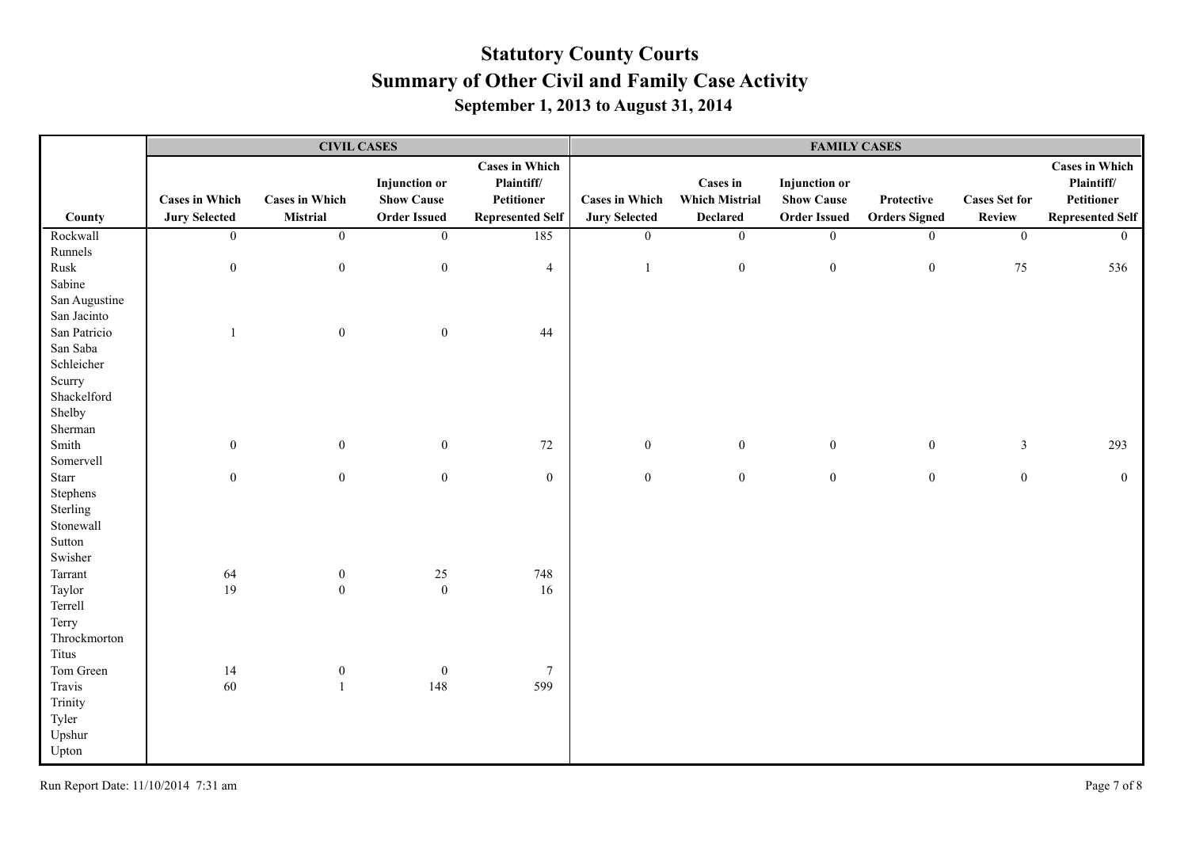# Statutory County Courts

## Summary of Other Civil and Family Case Activity

### September 1, 2013 to August 31, 2014

| | CIVIL CASES | | | | FAMILY CASES | | | | | |
|---|---|---|---|---|---|---|---|---|---|---|
| County | Cases in Which Jury Selected | Cases in Which Mistrial | Injunction or Show Cause Order Issued | Cases in Which Plaintiff/ Petitioner Represented Self | Cases in Which Jury Selected | Cases in Which Mistrial Declared | Injunction or Show Cause Order Issued | Protective Orders Signed | Cases Set for Review | Cases in Which Plaintiff/ Petitioner Represented Self |
| Rockwall | 0 | 0 | 0 | 185 | 0 | 0 | 0 | 0 | 0 | 0 |
| Runnels | | | | | | | | | | |
| Rusk | 0 | 0 | 0 | 4 | 1 | 0 | 0 | 0 | 75 | 536 |
| Sabine | | | | | | | | | | |
| San Augustine | | | | | | | | | | |
| San Jacinto | | | | | | | | | | |
| San Patricio | 1 | 0 | 0 | 44 | | | | | | |
| San Saba | | | | | | | | | | |
| Schleicher | | | | | | | | | | |
| Scurry | | | | | | | | | | |
| Shackelford | | | | | | | | | | |
| Shelby | | | | | | | | | | |
| Sherman | | | | | | | | | | |
| Smith | 0 | 0 | 0 | 72 | 0 | 0 | 0 | 0 | 3 | 293 |
| Somervell | | | | | | | | | | |
| Starr | 0 | 0 | 0 | 0 | 0 | 0 | 0 | 0 | 0 | 0 |
| Stephens | | | | | | | | | | |
| Sterling | | | | | | | | | | |
| Stonewall | | | | | | | | | | |
| Sutton | | | | | | | | | | |
| Swisher | | | | | | | | | | |
| Tarrant | 64 | 0 | 25 | 748 | | | | | | |
| Taylor | 19 | 0 | 0 | 16 | | | | | | |
| Terrell | | | | | | | | | | |
| Terry | | | | | | | | | | |
| Throckmorton | | | | | | | | | | |
| Titus | | | | | | | | | | |
| Tom Green | 14 | 0 | 0 | 7 | | | | | | |
| Travis | 60 | 1 | 148 | 599 | | | | | | |
| Trinity | | | | | | | | | | |
| Tyler | | | | | | | | | | |
| Upshur | | | | | | | | | | |
| Upton | | | | | | | | | | |

Run Report Date: 11/10/2014 7:31 am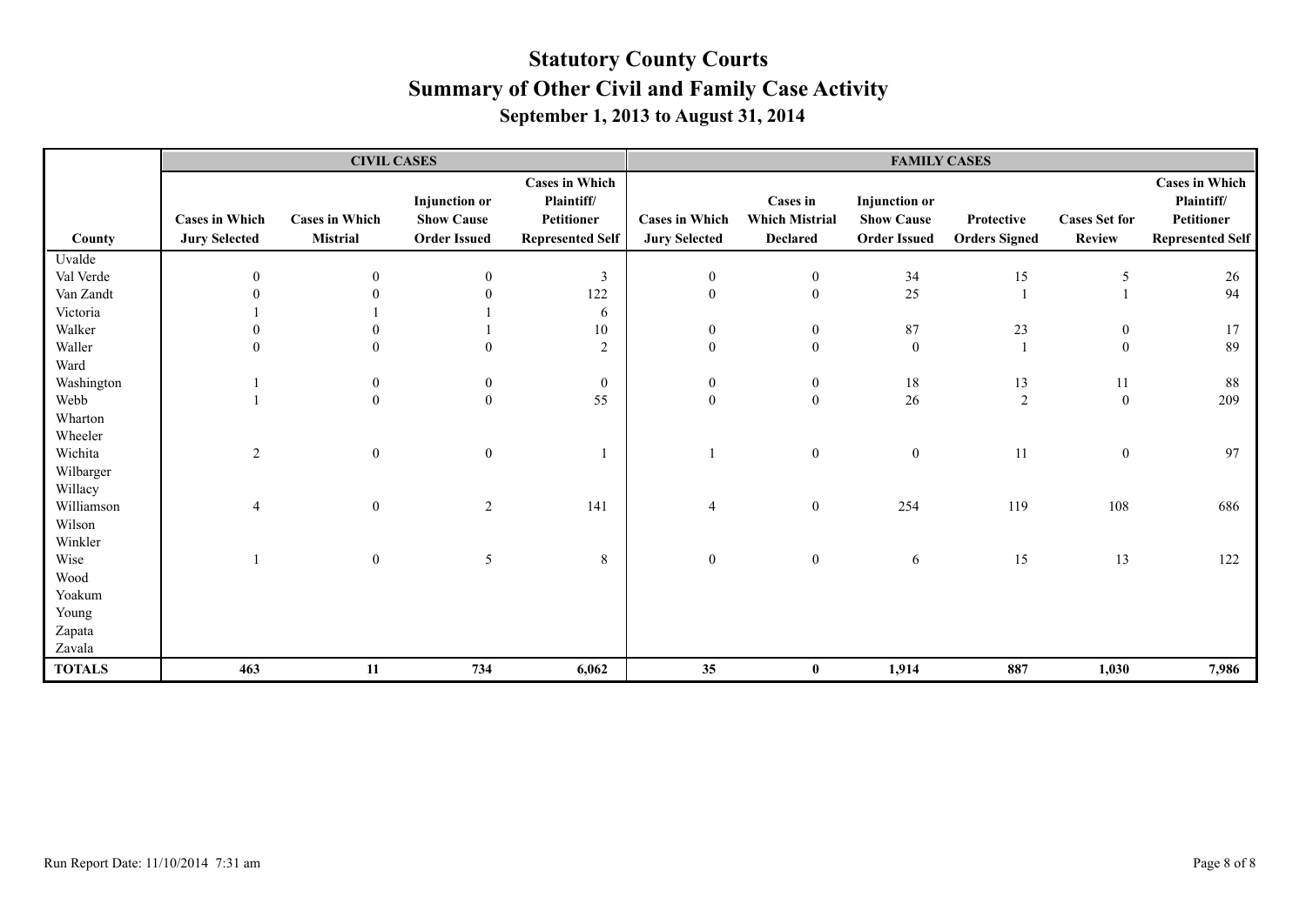# Statutory County Courts

## Summary of Other Civil and Family Case Activity

### September 1, 2013 to August 31, 2014

| County | CIVIL CASES | | | | FAMILY CASES | | | | | |
|---|---|---|---|---|---|---|---|---|---|---|
| | Cases in Which Jury Selected | Cases in Which Mistrial | Injunction or Show Cause Order Issued | Cases in Which Plaintiff/ Petitioner Represented Self | Cases in Which Jury Selected | Cases in Which Mistrial Declared | Injunction or Show Cause Order Issued | Protective Orders Signed | Cases Set for Review | Cases in Which Plaintiff/ Petitioner Represented Self |
| Uvalde | | | | | | | | | | |
| Val Verde | 0 | 0 | 0 | 3 | 0 | 0 | 34 | 15 | 5 | 26 |
| Van Zandt | 0 | 0 | 0 | 122 | 0 | 0 | 25 | 1 | 1 | 94 |
| Victoria | 1 | 1 | 1 | 6 | | | | | | |
| Walker | 0 | 0 | 1 | 10 | 0 | 0 | 87 | 23 | 0 | 17 |
| Waller | 0 | 0 | 0 | 2 | 0 | 0 | 0 | 1 | 0 | 89 |
| Ward | | | | | | | | | | |
| Washington | 1 | 0 | 0 | 0 | 0 | 0 | 18 | 13 | 11 | 88 |
| Webb | 1 | 0 | 0 | 55 | 0 | 0 | 26 | 2 | 0 | 209 |
| Wharton | | | | | | | | | | |
| Wheeler | | | | | | | | | | |
| Wichita | 2 | 0 | 0 | 1 | 1 | 0 | 0 | 11 | 0 | 97 |
| Wilbarger | | | | | | | | | | |
| Willacy | | | | | | | | | | |
| Williamson | 4 | 0 | 2 | 141 | 4 | 0 | 254 | 119 | 108 | 686 |
| Wilson | | | | | | | | | | |
| Winkler | | | | | | | | | | |
| Wise | 1 | 0 | 5 | 8 | 0 | 0 | 6 | 15 | 13 | 122 |
| Wood | | | | | | | | | | |
| Yoakum | | | | | | | | | | |
| Young | | | | | | | | | | |
| Zapata | | | | | | | | | | |
| Zavala | | | | | | | | | | |
| **TOTALS** | **463** | **11** | **734** | **6,062** | **35** | **0** | **1,914** | **887** | **1,030** | **7,986** |

Run Report Date: 11/10/2014 7:31 am